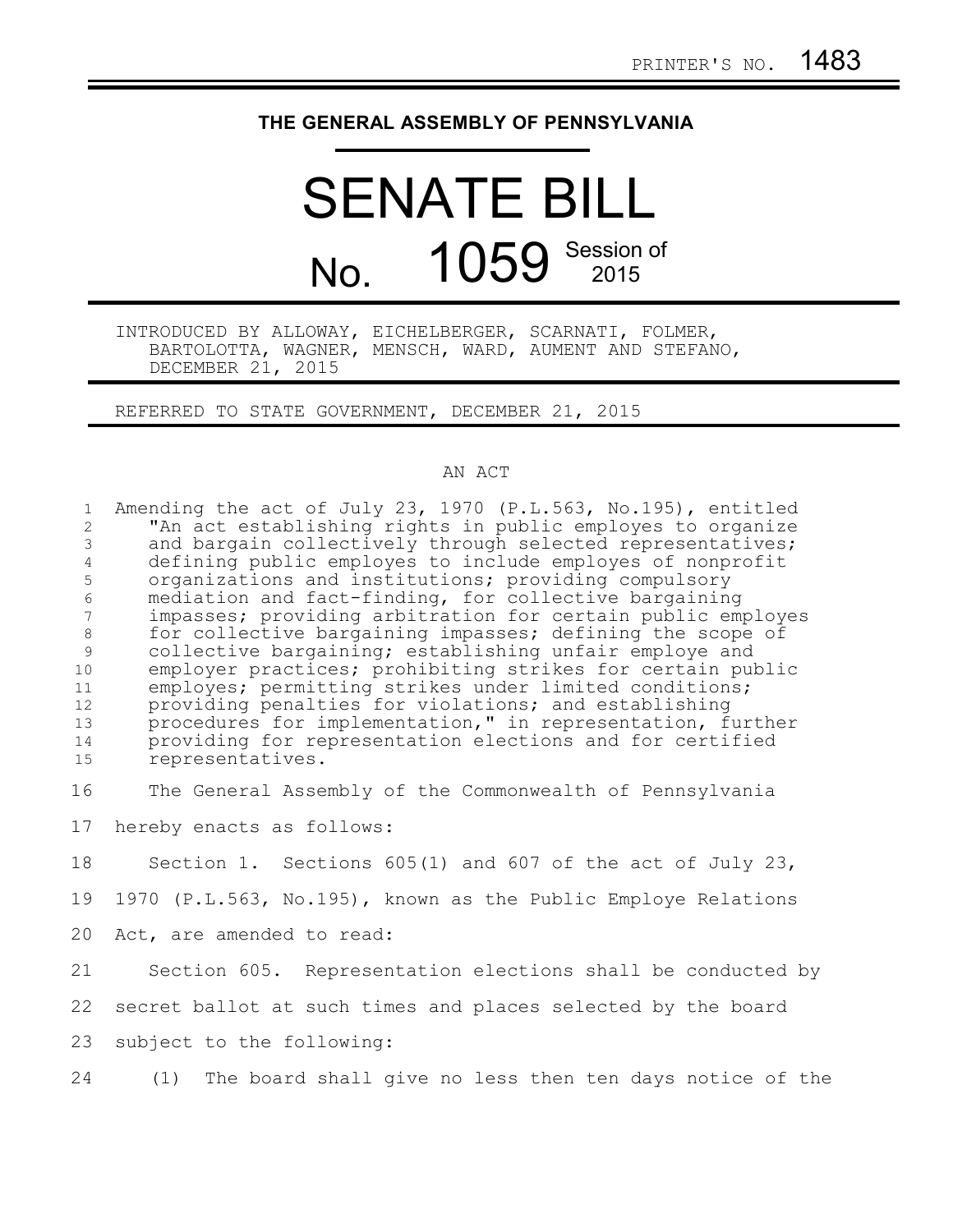PRINTER'S NO. 1483

# THE GENERAL ASSEMBLY OF PENNSYLVANIA

# SENATE BILL

# No. 1059 Session of 2015

INTRODUCED BY ALLOWAY, EICHELBERGER, SCARNATI, FOLMER, BARTOLOTTA, WAGNER, MENSCH, WARD, AUMENT AND STEFANO, DECEMBER 21, 2015

REFERRED TO STATE GOVERNMENT, DECEMBER 21, 2015

AN ACT

Amending the act of July 23, 1970 (P.L.563, No.195), entitled "An act establishing rights in public employes to organize and bargain collectively through selected representatives; defining public employes to include employes of nonprofit organizations and institutions; providing compulsory mediation and fact-finding, for collective bargaining impasses; providing arbitration for certain public employes for collective bargaining impasses; defining the scope of collective bargaining; establishing unfair employe and employer practices; prohibiting strikes for certain public employes; permitting strikes under limited conditions; providing penalties for violations; and establishing procedures for implementation," in representation, further providing for representation elections and for certified representatives.

The General Assembly of the Commonwealth of Pennsylvania hereby enacts as follows:

Section 1. Sections 605(1) and 607 of the act of July 23, 1970 (P.L.563, No.195), known as the Public Employe Relations Act, are amended to read:

Section 605. Representation elections shall be conducted by secret ballot at such times and places selected by the board subject to the following:

(1) The board shall give no less then ten days notice of the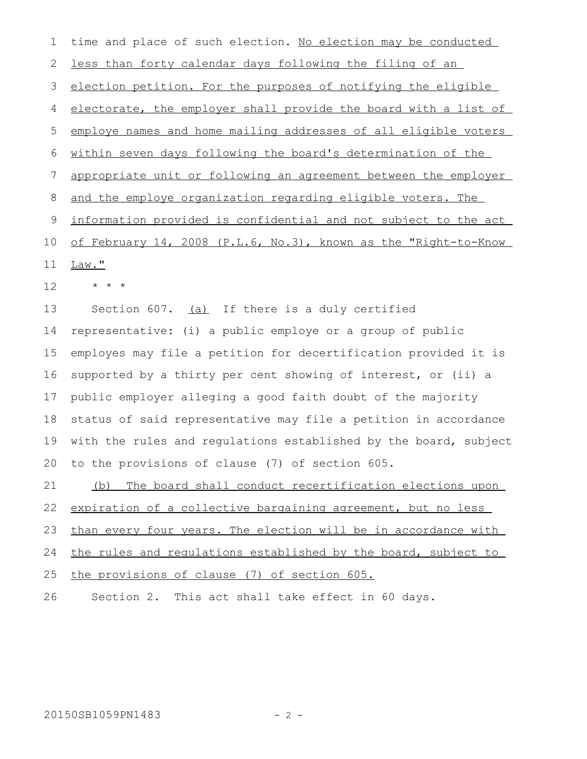time and place of such election. No election may be conducted less than forty calendar days following the filing of an election petition. For the purposes of notifying the eligible electorate, the employer shall provide the board with a list of employe names and home mailing addresses of all eligible voters within seven days following the board's determination of the appropriate unit or following an agreement between the employer and the employe organization regarding eligible voters. The information provided is confidential and not subject to the act of February 14, 2008 (P.L.6, No.3), known as the "Right-to-Know Law."

\* \* \*

Section 607. (a) If there is a duly certified representative: (i) a public employe or a group of public employes may file a petition for decertification provided it is supported by a thirty per cent showing of interest, or (ii) a public employer alleging a good faith doubt of the majority status of said representative may file a petition in accordance with the rules and regulations established by the board, subject to the provisions of clause (7) of section 605.

(b) The board shall conduct recertification elections upon expiration of a collective bargaining agreement, but no less than every four years. The election will be in accordance with the rules and regulations established by the board, subject to the provisions of clause (7) of section 605.

Section 2. This act shall take effect in 60 days.